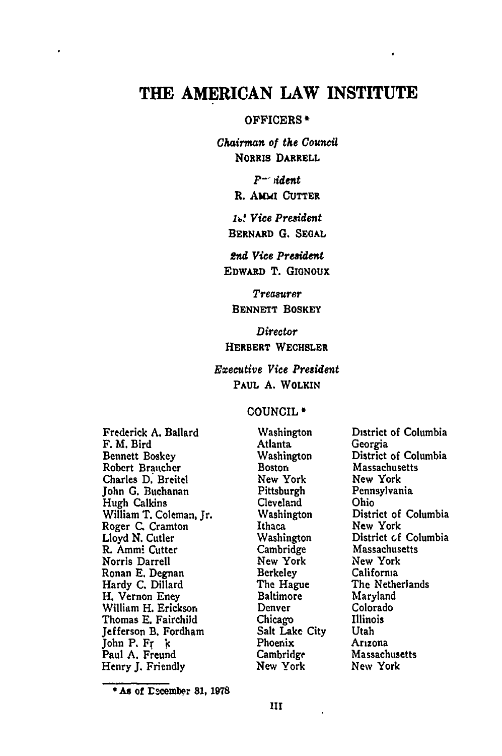# THE AMERICAN LAW INSTITUTE

OFFICERS *

*Chairman of the Council*
NORRIS DARRELL

*President*
R. AMMI CUTTER

*1st Vice President*
BERNARD G. SEGAL

*2nd Vice President*
EDWARD T. GIGNOUX

*Treasurer*
BENNETT BOSKEY

*Director*
HERBERT WECHSLER

*Executive Vice President*
PAUL A. WOLKIN

COUNCIL *

| | | |
|---|---|---|
| Frederick A. Ballard | Washington | District of Columbia |
| F. M. Bird | Atlanta | Georgia |
| Bennett Boskey | Washington | District of Columbia |
| Robert Braucher | Boston | Massachusetts |
| Charles D. Breitel | New York | New York |
| John G. Buchanan | Pittsburgh | Pennsylvania |
| Hugh Calkins | Cleveland | Ohio |
| William T. Coleman, Jr. | Washington | District of Columbia |
| Roger C. Cramton | Ithaca | New York |
| Lloyd N. Cutler | Washington | District of Columbia |
| R. Ammi Cutter | Cambridge | Massachusetts |
| Norris Darrell | New York | New York |
| Ronan E. Degnan | Berkeley | California |
| Hardy C. Dillard | The Hague | The Netherlands |
| H. Vernon Eney | Baltimore | Maryland |
| William H. Erickson | Denver | Colorado |
| Thomas E. Fairchild | Chicago | Illinois |
| Jefferson B. Fordham | Salt Lake City | Utah |
| John P. Frank | Phoenix | Arizona |
| Paul A. Freund | Cambridge | Massachusetts |
| Henry J. Friendly | New York | New York |

* As of December 31, 1978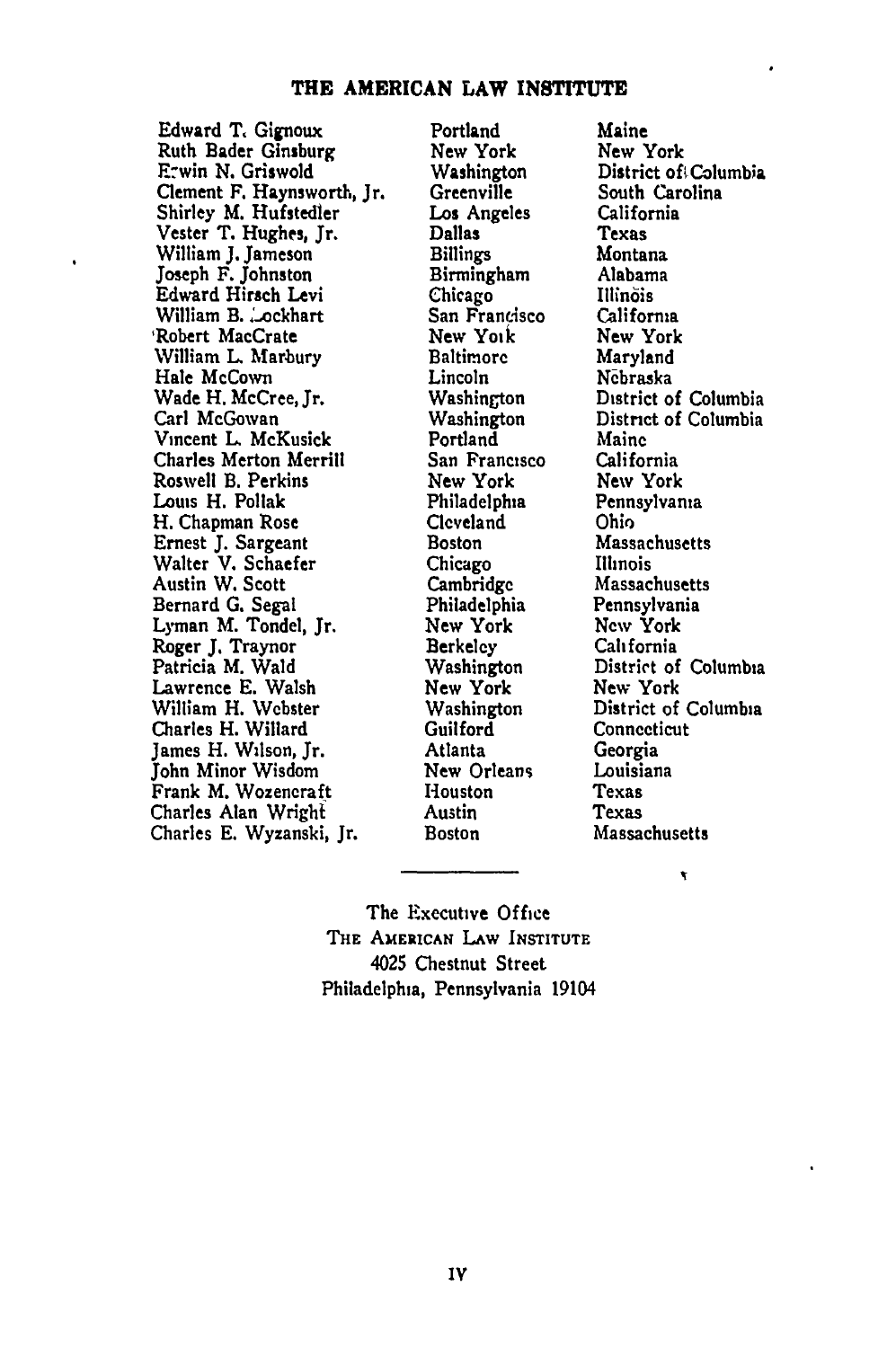| | | |
|---|---|---|
| Edward T. Gignoux | Portland | Maine |
| Ruth Bader Ginsburg | New York | New York |
| Erwin N. Griswold | Washington | District of Columbia |
| Clement F. Haynsworth, Jr. | Greenville | South Carolina |
| Shirley M. Hufstedler | Los Angeles | California |
| Vester T. Hughes, Jr. | Dallas | Texas |
| William J. Jameson | Billings | Montana |
| Joseph F. Johnston | Birmingham | Alabama |
| Edward Hirsch Levi | Chicago | Illinois |
| William B. Lockhart | San Francisco | California |
| Robert MacCrate | New York | New York |
| William L. Marbury | Baltimore | Maryland |
| Hale McCown | Lincoln | Nebraska |
| Wade H. McCree, Jr. | Washington | District of Columbia |
| Carl McGowan | Washington | District of Columbia |
| Vincent L. McKusick | Portland | Maine |
| Charles Merton Merrill | San Francisco | California |
| Roswell B. Perkins | New York | New York |
| Louis H. Pollak | Philadelphia | Pennsylvania |
| H. Chapman Rose | Cleveland | Ohio |
| Ernest J. Sargeant | Boston | Massachusetts |
| Walter V. Schaefer | Chicago | Illinois |
| Austin W. Scott | Cambridge | Massachusetts |
| Bernard G. Segal | Philadelphia | Pennsylvania |
| Lyman M. Tondel, Jr. | New York | New York |
| Roger J. Traynor | Berkeley | California |
| Patricia M. Wald | Washington | District of Columbia |
| Lawrence E. Walsh | New York | New York |
| William H. Webster | Washington | District of Columbia |
| Charles H. Willard | Guilford | Connecticut |
| James H. Wilson, Jr. | Atlanta | Georgia |
| John Minor Wisdom | New Orleans | Louisiana |
| Frank M. Wozencraft | Houston | Texas |
| Charles Alan Wright | Austin | Texas |
| Charles E. Wyzanski, Jr. | Boston | Massachusetts |

---

The Executive Office
THE AMERICAN LAW INSTITUTE
4025 Chestnut Street
Philadelphia, Pennsylvania 19104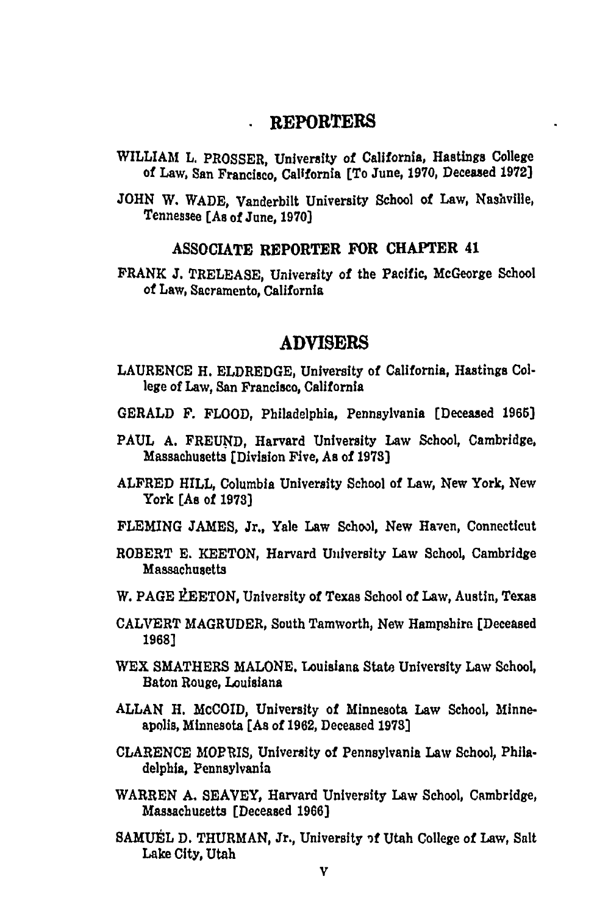# REPORTERS

WILLIAM L. PROSSER, University of California, Hastings College of Law, San Francisco, California [To June, 1970, Deceased 1972]

JOHN W. WADE, Vanderbilt University School of Law, Nashville, Tennessee [As of June, 1970]

## ASSOCIATE REPORTER FOR CHAPTER 41

FRANK J. TRELEASE, University of the Pacific, McGeorge School of Law, Sacramento, California

# ADVISERS

LAURENCE H. ELDREDGE, University of California, Hastings College of Law, San Francisco, California

GERALD F. FLOOD, Philadelphia, Pennsylvania [Deceased 1965]

PAUL A. FREUND, Harvard University Law School, Cambridge, Massachusetts [Division Five, As of 1973]

ALFRED HILL, Columbia University School of Law, New York, New York [As of 1973]

FLEMING JAMES, Jr., Yale Law School, New Haven, Connecticut

ROBERT E. KEETON, Harvard University Law School, Cambridge Massachusetts

W. PAGE KEETON, University of Texas School of Law, Austin, Texas

CALVERT MAGRUDER, South Tamworth, New Hampshire [Deceased 1968]

WEX SMATHERS MALONE, Louisiana State University Law School, Baton Rouge, Louisiana

ALLAN H. McCOID, University of Minnesota Law School, Minneapolis, Minnesota [As of 1962, Deceased 1973]

CLARENCE MORRIS, University of Pennsylvania Law School, Philadelphia, Pennsylvania

WARREN A. SEAVEY, Harvard University Law School, Cambridge, Massachusetts [Deceased 1966]

SAMUEL D. THURMAN, Jr., University of Utah College of Law, Salt Lake City, Utah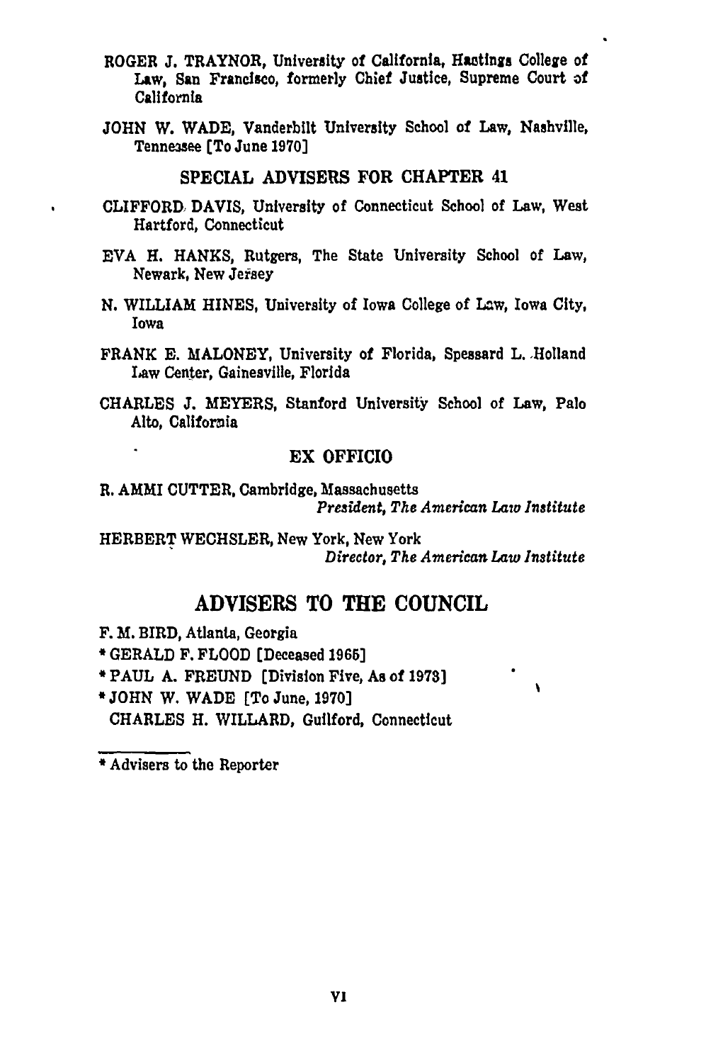ROGER J. TRAYNOR, University of California, Hastings College of Law, San Francisco, formerly Chief Justice, Supreme Court of California

JOHN W. WADE, Vanderbilt University School of Law, Nashville, Tennessee [To June 1970]

### SPECIAL ADVISERS FOR CHAPTER 41

CLIFFORD DAVIS, University of Connecticut School of Law, West Hartford, Connecticut

EVA H. HANKS, Rutgers, The State University School of Law, Newark, New Jersey

N. WILLIAM HINES, University of Iowa College of Law, Iowa City, Iowa

FRANK E. MALONEY, University of Florida, Spessard L. Holland Law Center, Gainesville, Florida

CHARLES J. MEYERS, Stanford University School of Law, Palo Alto, California

### EX OFFICIO

R. AMMI CUTTER, Cambridge, Massachusetts
*President, The American Law Institute*

HERBERT WECHSLER, New York, New York
*Director, The American Law Institute*

## ADVISERS TO THE COUNCIL

F. M. BIRD, Atlanta, Georgia

* GERALD F. FLOOD [Deceased 1966]

* PAUL A. FREUND [Division Five, As of 1973]

* JOHN W. WADE [To June, 1970]

CHARLES H. WILLARD, Guilford, Connecticut

---

* Advisers to the Reporter